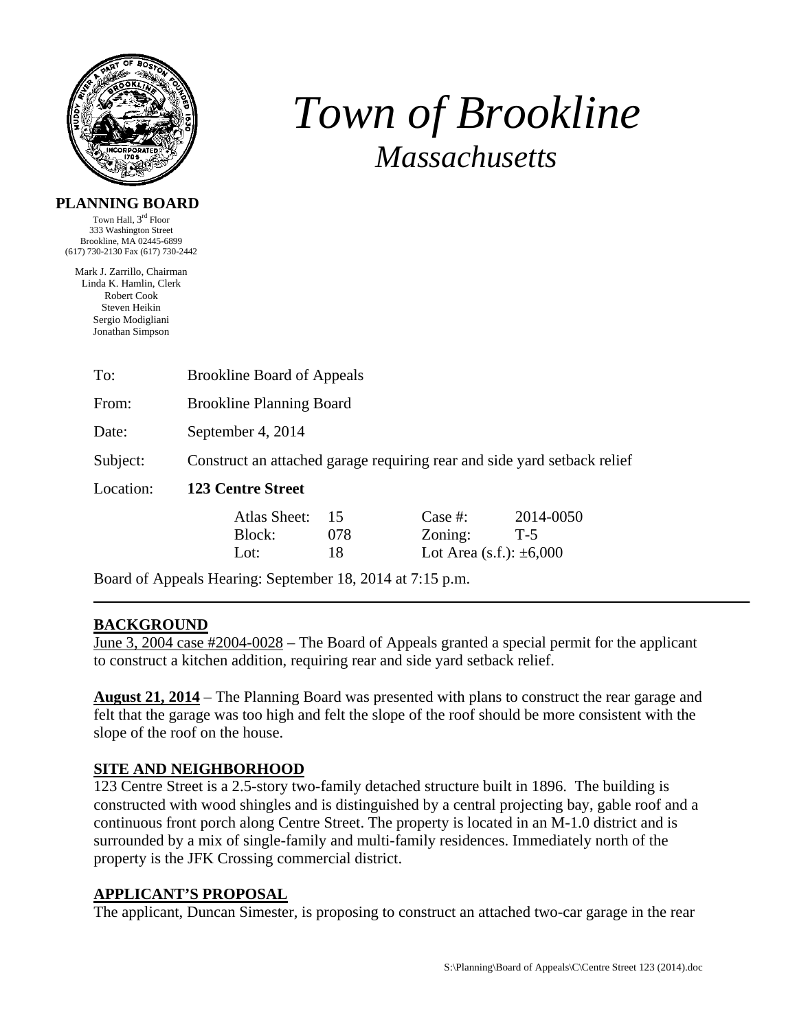# *Town of Brookline*

## *Massachusetts*

**PLANNING BOARD**

Town Hall, 3rd Floor
333 Washington Street
Brookline, MA 02445-6899
(617) 730-2130 Fax (617) 730-2442

Mark J. Zarrillo, Chairman
Linda K. Hamlin, Clerk
Robert Cook
Steven Heikin
Sergio Modigliani
Jonathan Simpson

| | |
|---|---|
| To: | Brookline Board of Appeals |
| From: | Brookline Planning Board |
| Date: | September 4, 2014 |
| Subject: | Construct an attached garage requiring rear and side yard setback relief |
| Location: | **123 Centre Street** |

| | | | |
|---|---|---|---|
| Atlas Sheet: | 15 | Case #: | 2014-0050 |
| Block: | 078 | Zoning: | T-5 |
| Lot: | 18 | Lot Area (s.f.): ±6,000 | |

Board of Appeals Hearing: September 18, 2014 at 7:15 p.m.

---

## BACKGROUND

June 3, 2004 case #2004-0028 – The Board of Appeals granted a special permit for the applicant to construct a kitchen addition, requiring rear and side yard setback relief.

**August 21, 2014** – The Planning Board was presented with plans to construct the rear garage and felt that the garage was too high and felt the slope of the roof should be more consistent with the slope of the roof on the house.

## SITE AND NEIGHBORHOOD

123 Centre Street is a 2.5-story two-family detached structure built in 1896. The building is constructed with wood shingles and is distinguished by a central projecting bay, gable roof and a continuous front porch along Centre Street. The property is located in an M-1.0 district and is surrounded by a mix of single-family and multi-family residences. Immediately north of the property is the JFK Crossing commercial district.

## APPLICANT'S PROPOSAL

The applicant, Duncan Simester, is proposing to construct an attached two-car garage in the rear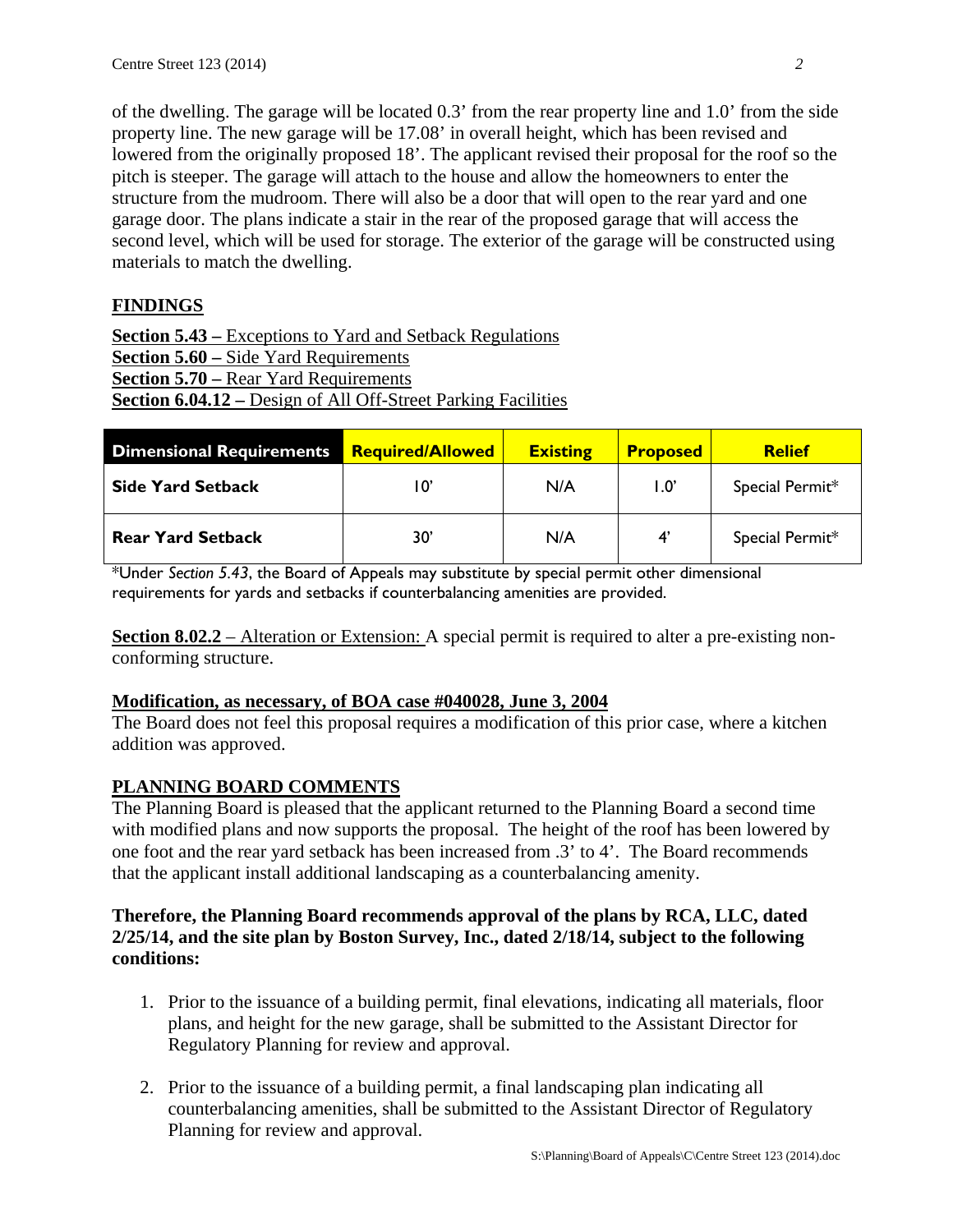of the dwelling. The garage will be located 0.3’ from the rear property line and 1.0’ from the side property line. The new garage will be 17.08’ in overall height, which has been revised and lowered from the originally proposed 18’. The applicant revised their proposal for the roof so the pitch is steeper. The garage will attach to the house and allow the homeowners to enter the structure from the mudroom. There will also be a door that will open to the rear yard and one garage door. The plans indicate a stair in the rear of the proposed garage that will access the second level, which will be used for storage. The exterior of the garage will be constructed using materials to match the dwelling.

## FINDINGS

**Section 5.43 –** Exceptions to Yard and Setback Regulations
**Section 5.60 –** Side Yard Requirements
**Section 5.70 –** Rear Yard Requirements
**Section 6.04.12 –** Design of All Off-Street Parking Facilities

| Dimensional Requirements | Required/Allowed | Existing | Proposed | Relief |
|---|---|---|---|---|
| **Side Yard Setback** | 10’ | N/A | 1.0’ | Special Permit* |
| **Rear Yard Setback** | 30’ | N/A | 4’ | Special Permit* |

*Under *Section 5.43*, the Board of Appeals may substitute by special permit other dimensional requirements for yards and setbacks if counterbalancing amenities are provided.

**Section 8.02.2** – Alteration or Extension: A special permit is required to alter a pre-existing non-conforming structure.

**Modification, as necessary, of BOA case #040028, June 3, 2004**
The Board does not feel this proposal requires a modification of this prior case, where a kitchen addition was approved.

## PLANNING BOARD COMMENTS

The Planning Board is pleased that the applicant returned to the Planning Board a second time with modified plans and now supports the proposal. The height of the roof has been lowered by one foot and the rear yard setback has been increased from .3’ to 4’. The Board recommends that the applicant install additional landscaping as a counterbalancing amenity.

**Therefore, the Planning Board recommends approval of the plans by RCA, LLC, dated 2/25/14, and the site plan by Boston Survey, Inc., dated 2/18/14, subject to the following conditions:**

1. Prior to the issuance of a building permit, final elevations, indicating all materials, floor plans, and height for the new garage, shall be submitted to the Assistant Director for Regulatory Planning for review and approval.

2. Prior to the issuance of a building permit, a final landscaping plan indicating all counterbalancing amenities, shall be submitted to the Assistant Director of Regulatory Planning for review and approval.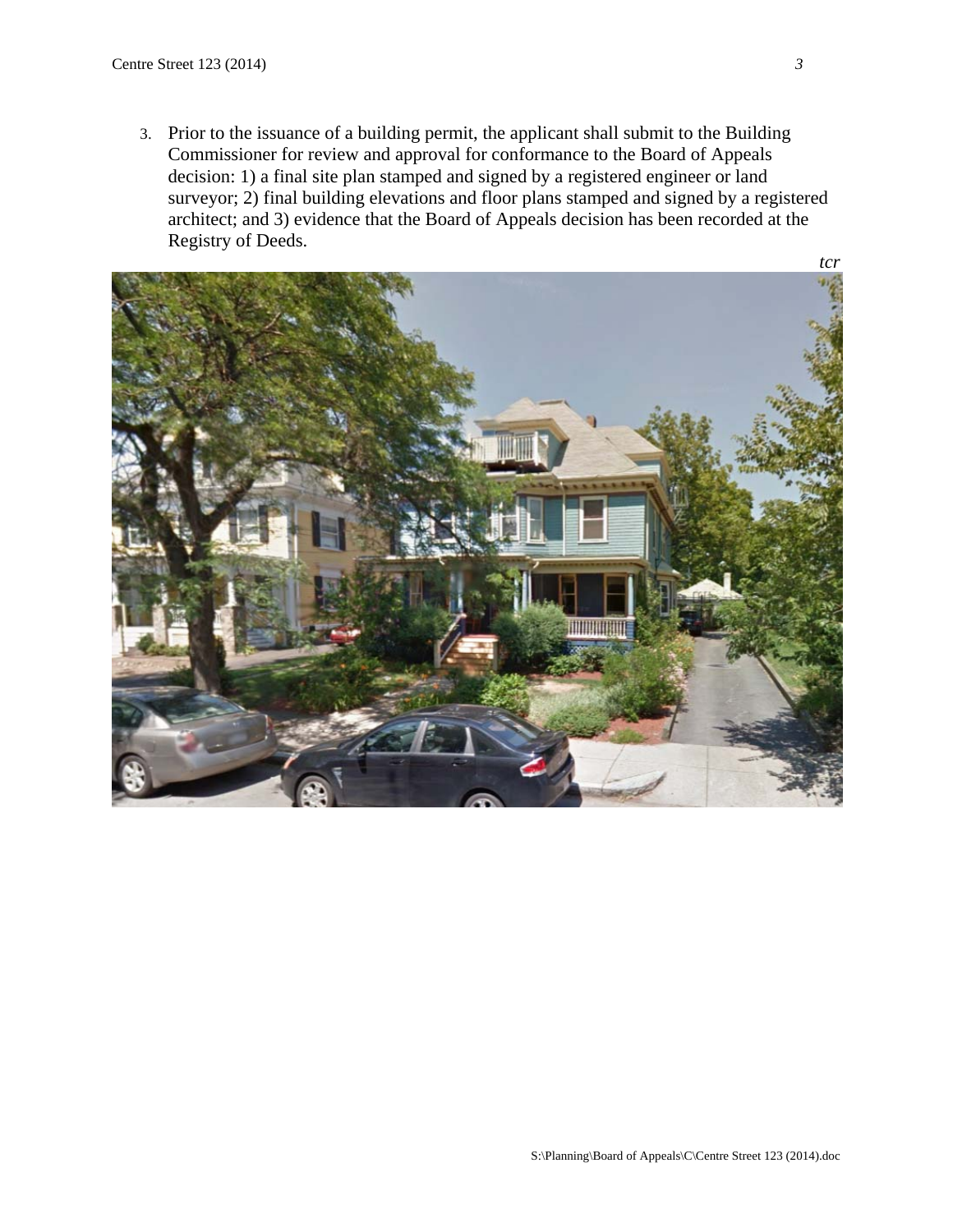3. Prior to the issuance of a building permit, the applicant shall submit to the Building Commissioner for review and approval for conformance to the Board of Appeals decision: 1) a final site plan stamped and signed by a registered engineer or land surveyor; 2) final building elevations and floor plans stamped and signed by a registered architect; and 3) evidence that the Board of Appeals decision has been recorded at the Registry of Deeds.

*tcr*

S:\Planning\Board of Appeals\C\Centre Street 123 (2014).doc